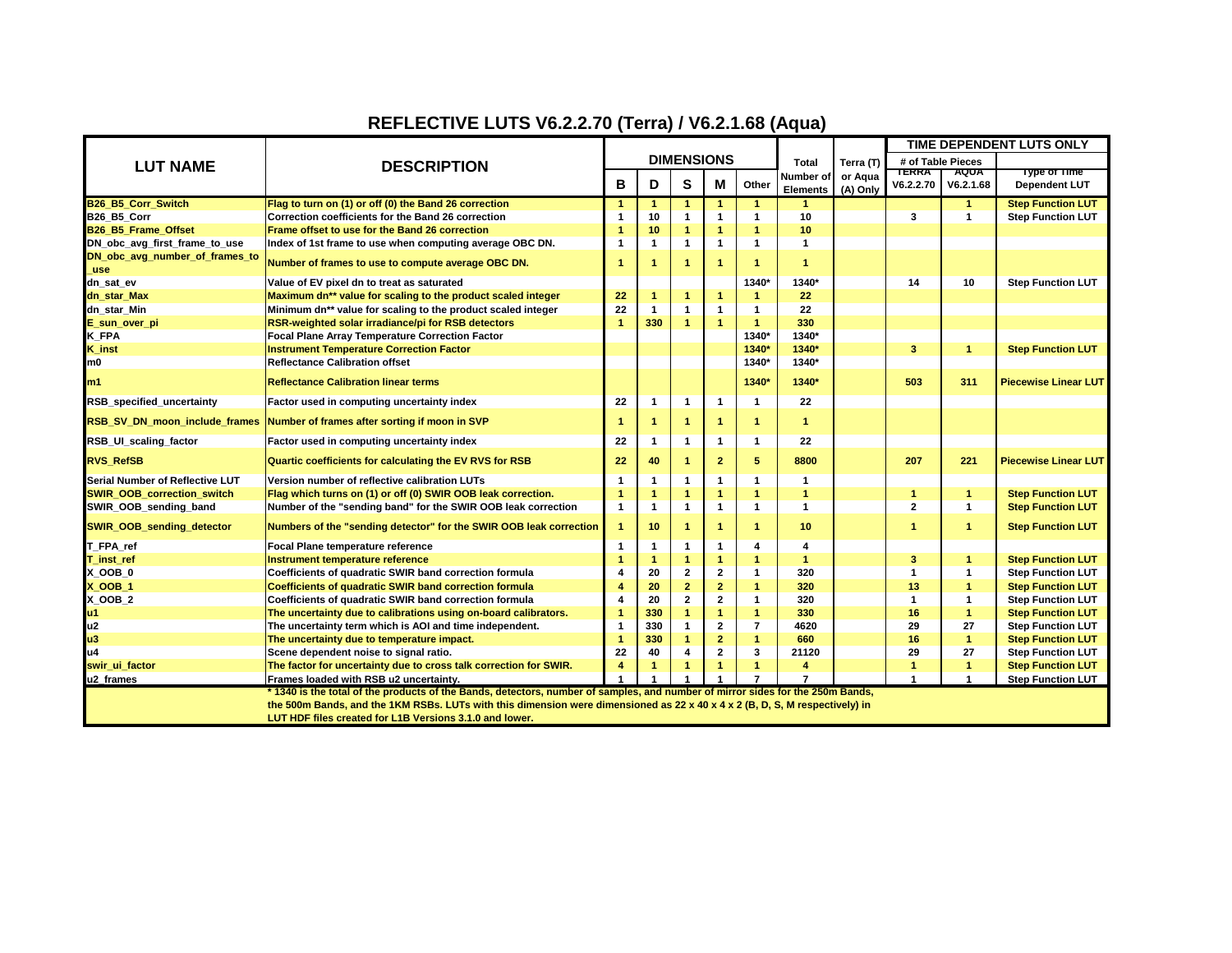# REFLECTIVE LUTS V6.2.2.70 (Terra) / V6.2.1.68 (Aqua)

| LUT NAME | DESCRIPTION | DIMENSIONS | | | | | Total Number of Elements | Terra (T) or Aqua (A) Only | TIME DEPENDENT LUTS ONLY | | |
|---|---|---|---|---|---|---|---|---|---|---|---|
| | | | | | | | | | # of Table Pieces | | |
| | | B | D | S | M | Other | | | TERRA V6.2.2.70 | AQUA V6.2.1.68 | Type of Time Dependent LUT |
| B26_B5_Corr_Switch | Flag to turn on (1) or off (0) the Band 26 correction | 1 | 1 | 1 | 1 | 1 | 1 | | | 1 | Step Function LUT |
| B26_B5_Corr | Correction coefficients for the Band 26 correction | 1 | 10 | 1 | 1 | 1 | 10 | | 3 | 1 | Step Function LUT |
| B26_B5_Frame_Offset | Frame offset to use for the Band 26 correction | 1 | 10 | 1 | 1 | 1 | 10 | | | | |
| DN_obc_avg_first_frame_to_use | Index of 1st frame to use when computing average OBC DN. | 1 | 1 | 1 | 1 | 1 | 1 | | | | |
| DN_obc_avg_number_of_frames_to_use | Number of frames to use to compute average OBC DN. | 1 | 1 | 1 | 1 | 1 | 1 | | | | |
| dn_sat_ev | Value of EV pixel dn to treat as saturated | | | | | 1340* | 1340* | | 14 | 10 | Step Function LUT |
| dn_star_Max | Maximum dn** value for scaling to the product scaled integer | 22 | 1 | 1 | 1 | 1 | 22 | | | | |
| dn_star_Min | Minimum dn** value for scaling to the product scaled integer | 22 | 1 | 1 | 1 | 1 | 22 | | | | |
| E_sun_over_pi | RSR-weighted solar irradiance/pi for RSB detectors | 1 | 330 | 1 | 1 | 1 | 330 | | | | |
| K_FPA | Focal Plane Array Temperature Correction Factor | | | | | 1340* | 1340* | | | | |
| K_inst | Instrument Temperature Correction Factor | | | | | 1340* | 1340* | | 3 | 1 | Step Function LUT |
| m0 | Reflectance Calibration offset | | | | | 1340* | 1340* | | | | |
| m1 | Reflectance Calibration linear terms | | | | | 1340* | 1340* | | 503 | 311 | Piecewise Linear LUT |
| RSB_specified_uncertainty | Factor used in computing uncertainty index | 22 | 1 | 1 | 1 | 1 | 22 | | | | |
| RSB_SV_DN_moon_include_frames | Number of frames after sorting if moon in SVP | 1 | 1 | 1 | 1 | 1 | 1 | | | | |
| RSB_UI_scaling_factor | Factor used in computing uncertainty index | 22 | 1 | 1 | 1 | 1 | 22 | | | | |
| RVS_RefSB | Quartic coefficients for calculating the EV RVS for RSB | 22 | 40 | 1 | 2 | 5 | 8800 | | 207 | 221 | Piecewise Linear LUT |
| Serial Number of Reflective LUT | Version number of reflective calibration LUTs | 1 | 1 | 1 | 1 | 1 | 1 | | | | |
| SWIR_OOB_correction_switch | Flag which turns on (1) or off (0) SWIR OOB leak correction. | 1 | 1 | 1 | 1 | 1 | 1 | | 1 | 1 | Step Function LUT |
| SWIR_OOB_sending_band | Number of the "sending band" for the SWIR OOB leak correction | 1 | 1 | 1 | 1 | 1 | 1 | | 2 | 1 | Step Function LUT |
| SWIR_OOB_sending_detector | Numbers of the "sending detector" for the SWIR OOB leak correction | 1 | 10 | 1 | 1 | 1 | 10 | | 1 | 1 | Step Function LUT |
| T_FPA_ref | Focal Plane temperature reference | 1 | 1 | 1 | 1 | 4 | 4 | | | | |
| T_inst_ref | Instrument temperature reference | 1 | 1 | 1 | 1 | 1 | 1 | | 3 | 1 | Step Function LUT |
| X_OOB_0 | Coefficients of quadratic SWIR band correction formula | 4 | 20 | 2 | 2 | 1 | 320 | | 1 | 1 | Step Function LUT |
| X_OOB_1 | Coefficients of quadratic SWIR band correction formula | 4 | 20 | 2 | 2 | 1 | 320 | | 13 | 1 | Step Function LUT |
| X_OOB_2 | Coefficients of quadratic SWIR band correction formula | 4 | 20 | 2 | 2 | 1 | 320 | | 1 | 1 | Step Function LUT |
| u1 | The uncertainty due to calibrations using on-board calibrators. | 1 | 330 | 1 | 1 | 1 | 330 | | 16 | 1 | Step Function LUT |
| u2 | The uncertainty term which is AOI and time independent. | 1 | 330 | 1 | 2 | 7 | 4620 | | 29 | 27 | Step Function LUT |
| u3 | The uncertainty due to temperature impact. | 1 | 330 | 1 | 2 | 1 | 660 | | 16 | 1 | Step Function LUT |
| u4 | Scene dependent noise to signal ratio. | 22 | 40 | 4 | 2 | 3 | 21120 | | 29 | 27 | Step Function LUT |
| swir_ui_factor | The factor for uncertainty due to cross talk correction for SWIR. | 4 | 1 | 1 | 1 | 1 | 4 | | 1 | 1 | Step Function LUT |
| u2_frames | Frames loaded with RSB u2 uncertainty. | 1 | 1 | 1 | 1 | 7 | 7 | | 1 | 1 | Step Function LUT |

* 1340 is the total of the products of the Bands, detectors, number of samples, and number of mirror sides for the 250m Bands, the 500m Bands, and the 1KM RSBs. LUTs with this dimension were dimensioned as 22 x 40 x 4 x 2 (B, D, S, M respectively) in LUT HDF files created for L1B Versions 3.1.0 and lower.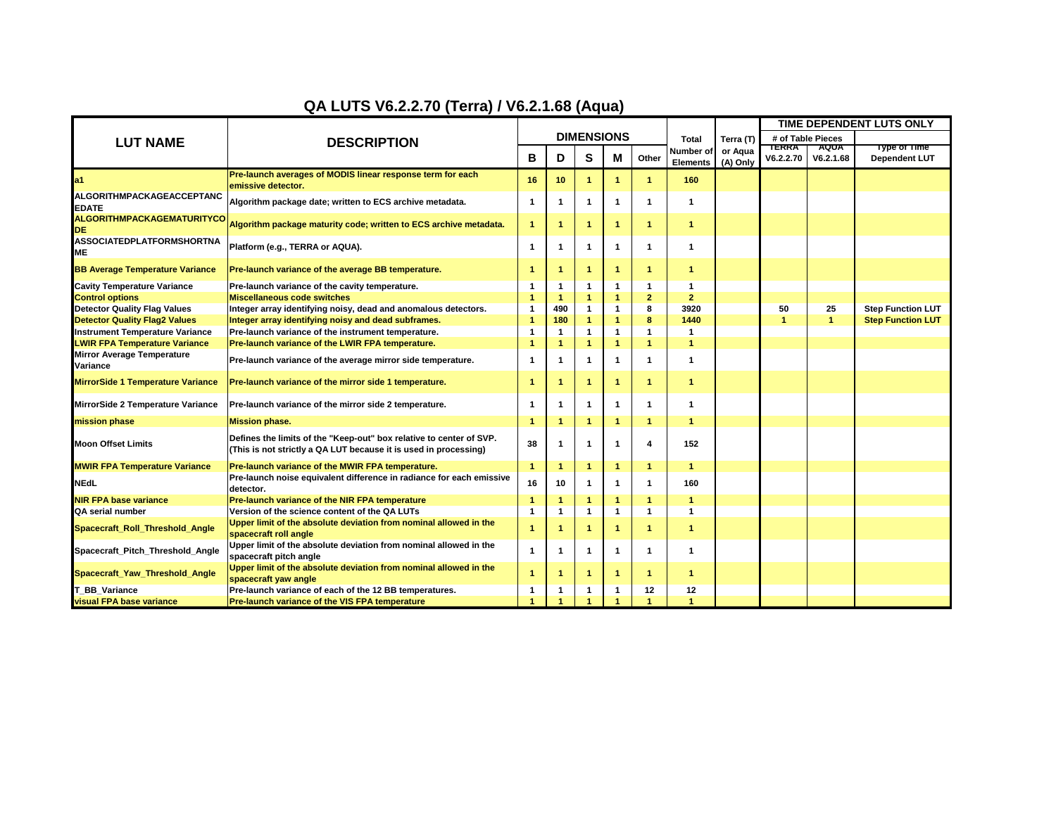# QA LUTS V6.2.2.70 (Terra) / V6.2.1.68 (Aqua)

| LUT NAME | DESCRIPTION | DIMENSIONS | | | | | Total Number of Elements | Terra (T) or Aqua (A) Only | TIME DEPENDENT LUTS ONLY | | |
|---|---|---|---|---|---|---|---|---|---|---|---|
| | | | | | | | | | # of Table Pieces | | Type of Time Dependent LUT |
| | | B | D | S | M | Other | | | TERRA V6.2.2.70 | AQUA V6.2.1.68 | |
| a1 | Pre-launch averages of MODIS linear response term for each emissive detector. | 16 | 10 | 1 | 1 | 1 | 160 | | | | |
| ALGORITHMPACKAGEACCEPTANCEDATE | Algorithm package date; written to ECS archive metadata. | 1 | 1 | 1 | 1 | 1 | 1 | | | | |
| ALGORITHMPACKAGEMATURITYCODE | Algorithm package maturity code; written to ECS archive metadata. | 1 | 1 | 1 | 1 | 1 | 1 | | | | |
| ASSOCIATEDPLATFORMSHORTNAME | Platform (e.g., TERRA or AQUA). | 1 | 1 | 1 | 1 | 1 | 1 | | | | |
| BB Average Temperature Variance | Pre-launch variance of the average BB temperature. | 1 | 1 | 1 | 1 | 1 | 1 | | | | |
| Cavity Temperature Variance | Pre-launch variance of the cavity temperature. | 1 | 1 | 1 | 1 | 1 | 1 | | | | |
| Control options | Miscellaneous code switches | 1 | 1 | 1 | 1 | 2 | 2 | | | | |
| Detector Quality Flag Values | Integer array identifying noisy, dead and anomalous detectors. | 1 | 490 | 1 | 1 | 8 | 3920 | | 50 | 25 | Step Function LUT |
| Detector Quality Flag2 Values | Integer array identifying noisy and dead subframes. | 1 | 180 | 1 | 1 | 8 | 1440 | | 1 | 1 | Step Function LUT |
| Instrument Temperature Variance | Pre-launch variance of the instrument temperature. | 1 | 1 | 1 | 1 | 1 | 1 | | | | |
| LWIR FPA Temperature Variance | Pre-launch variance of the LWIR FPA temperature. | 1 | 1 | 1 | 1 | 1 | 1 | | | | |
| Mirror Average Temperature Variance | Pre-launch variance of the average mirror side temperature. | 1 | 1 | 1 | 1 | 1 | 1 | | | | |
| MirrorSide 1 Temperature Variance | Pre-launch variance of the mirror side 1 temperature. | 1 | 1 | 1 | 1 | 1 | 1 | | | | |
| MirrorSide 2 Temperature Variance | Pre-launch variance of the mirror side 2 temperature. | 1 | 1 | 1 | 1 | 1 | 1 | | | | |
| mission phase | Mission phase. | 1 | 1 | 1 | 1 | 1 | 1 | | | | |
| Moon Offset Limits | Defines the limits of the "Keep-out" box relative to center of SVP. (This is not strictly a QA LUT because it is used in processing) | 38 | 1 | 1 | 1 | 4 | 152 | | | | |
| MWIR FPA Temperature Variance | Pre-launch variance of the MWIR FPA temperature. | 1 | 1 | 1 | 1 | 1 | 1 | | | | |
| NEdL | Pre-launch noise equivalent difference in radiance for each emissive detector. | 16 | 10 | 1 | 1 | 1 | 160 | | | | |
| NIR FPA base variance | Pre-launch variance of the NIR FPA temperature | 1 | 1 | 1 | 1 | 1 | 1 | | | | |
| QA serial number | Version of the science content of the QA LUTs | 1 | 1 | 1 | 1 | 1 | 1 | | | | |
| Spacecraft_Roll_Threshold_Angle | Upper limit of the absolute deviation from nominal allowed in the spacecraft roll angle | 1 | 1 | 1 | 1 | 1 | 1 | | | | |
| Spacecraft_Pitch_Threshold_Angle | Upper limit of the absolute deviation from nominal allowed in the spacecraft pitch angle | 1 | 1 | 1 | 1 | 1 | 1 | | | | |
| Spacecraft_Yaw_Threshold_Angle | Upper limit of the absolute deviation from nominal allowed in the spacecraft yaw angle | 1 | 1 | 1 | 1 | 1 | 1 | | | | |
| T_BB_Variance | Pre-launch variance of each of the 12 BB temperatures. | 1 | 1 | 1 | 1 | 12 | 12 | | | | |
| visual FPA base variance | Pre-launch variance of the VIS FPA temperature | 1 | 1 | 1 | 1 | 1 | 1 | | | | |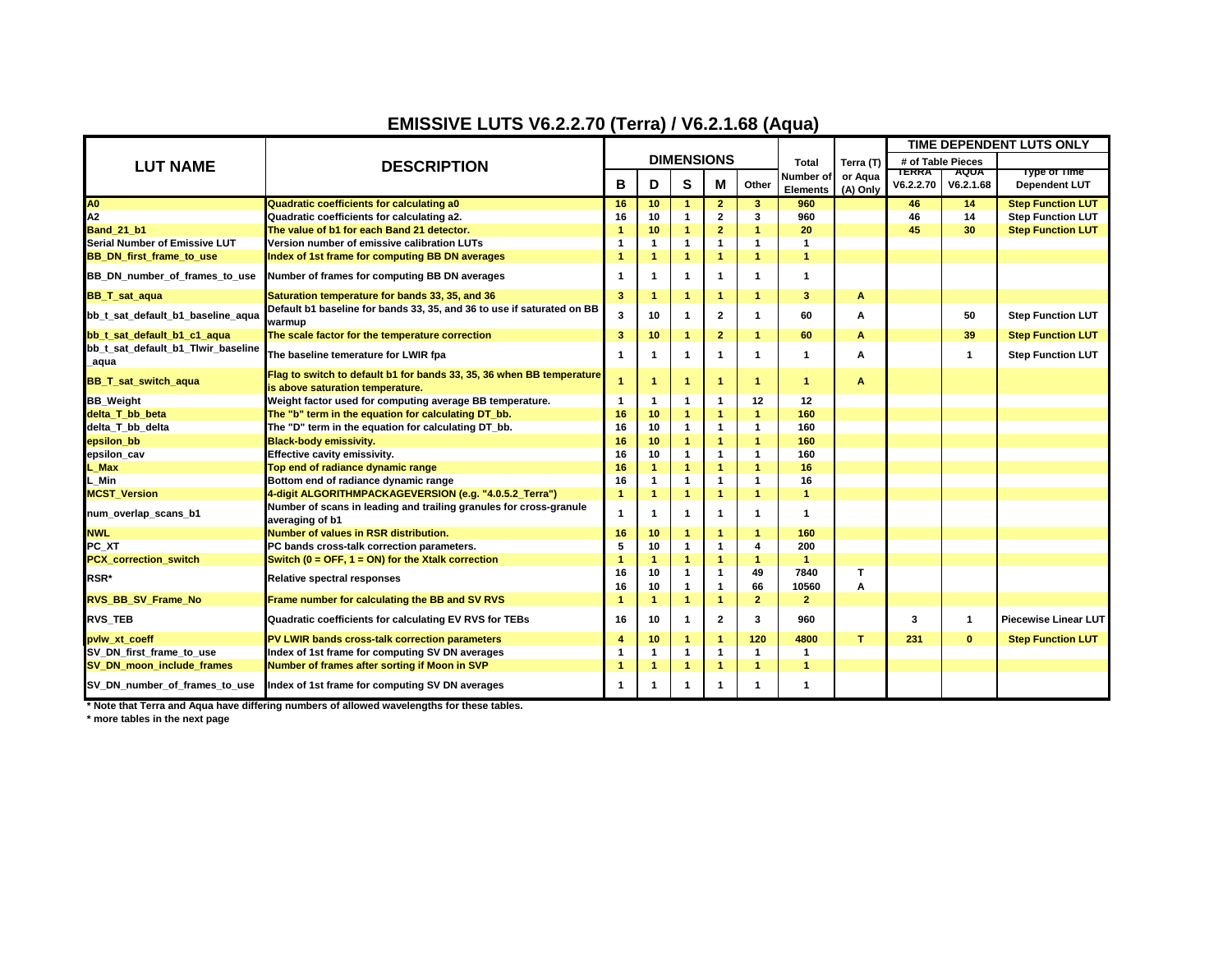# EMISSIVE LUTS V6.2.2.70 (Terra) / V6.2.1.68 (Aqua)

| LUT NAME | DESCRIPTION | DIMENSIONS | | | | | Total Number of Elements | Terra (T) or Aqua (A) Only | TIME DEPENDENT LUTS ONLY | | |
|---|---|---|---|---|---|---|---|---|---|---|---|
| | | | | | | | | | # of Table Pieces | | |
| | | B | D | S | M | Other | | | TERRA V6.2.2.70 | AQUA V6.2.1.68 | Type of Time Dependent LUT |
| A0 | Quadratic coefficients for calculating a0 | 16 | 10 | 1 | 2 | 3 | 960 | | 46 | 14 | Step Function LUT |
| A2 | Quadratic coefficients for calculating a2. | 16 | 10 | 1 | 2 | 3 | 960 | | 46 | 14 | Step Function LUT |
| Band_21_b1 | The value of b1 for each Band 21 detector. | 1 | 10 | 1 | 2 | 1 | 20 | | 45 | 30 | Step Function LUT |
| Serial Number of Emissive LUT | Version number of emissive calibration LUTs | 1 | 1 | 1 | 1 | 1 | 1 | | | | |
| BB_DN_first_frame_to_use | Index of 1st frame for computing BB DN averages | 1 | 1 | 1 | 1 | 1 | 1 | | | | |
| BB_DN_number_of_frames_to_use | Number of frames for computing BB DN averages | 1 | 1 | 1 | 1 | 1 | 1 | | | | |
| BB_T_sat_aqua | Saturation temperature for bands 33, 35, and 36 | 3 | 1 | 1 | 1 | 1 | 3 | A | | | |
| bb_t_sat_default_b1_baseline_aqua | Default b1 baseline for bands 33, 35, and 36 to use if saturated on BB warmup | 3 | 10 | 1 | 2 | 1 | 60 | A | | 50 | Step Function LUT |
| bb_t_sat_default_b1_c1_aqua | The scale factor for the temperature correction | 3 | 10 | 1 | 2 | 1 | 60 | A | | 39 | Step Function LUT |
| bb_t_sat_default_b1_Tlwir_baseline_aqua | The baseline temerature for LWIR fpa | 1 | 1 | 1 | 1 | 1 | 1 | A | | 1 | Step Function LUT |
| BB_T_sat_switch_aqua | Flag to switch to default b1 for bands 33, 35, 36 when BB temperature is above saturation temperature. | 1 | 1 | 1 | 1 | 1 | 1 | A | | | |
| BB_Weight | Weight factor used for computing average BB temperature. | 1 | 1 | 1 | 1 | 12 | 12 | | | | |
| delta_T_bb_beta | The "b" term in the equation for calculating DT_bb. | 16 | 10 | 1 | 1 | 1 | 160 | | | | |
| delta_T_bb_delta | The "D" term in the equation for calculating DT_bb. | 16 | 10 | 1 | 1 | 1 | 160 | | | | |
| epsilon_bb | Black-body emissivity. | 16 | 10 | 1 | 1 | 1 | 160 | | | | |
| epsilon_cav | Effective cavity emissivity. | 16 | 10 | 1 | 1 | 1 | 160 | | | | |
| L_Max | Top end of radiance dynamic range | 16 | 1 | 1 | 1 | 1 | 16 | | | | |
| L_Min | Bottom end of radiance dynamic range | 16 | 1 | 1 | 1 | 1 | 16 | | | | |
| MCST_Version | 4-digit ALGORITHMPACKAGEVERSION (e.g. "4.0.5.2_Terra") | 1 | 1 | 1 | 1 | 1 | 1 | | | | |
| num_overlap_scans_b1 | Number of scans in leading and trailing granules for cross-granule averaging of b1 | 1 | 1 | 1 | 1 | 1 | 1 | | | | |
| NWL | Number of values in RSR distribution. | 16 | 10 | 1 | 1 | 1 | 160 | | | | |
| PC_XT | PC bands cross-talk correction parameters. | 5 | 10 | 1 | 1 | 4 | 200 | | | | |
| PCX_correction_switch | Switch (0 = OFF, 1 = ON) for the Xtalk correction | 1 | 1 | 1 | 1 | 1 | 1 | | | | |
| RSR* | Relative spectral responses | 16 | 10 | 1 | 1 | 49 | 7840 | T | | | |
| | | 16 | 10 | 1 | 1 | 66 | 10560 | A | | | |
| RVS_BB_SV_Frame_No | Frame number for calculating the BB and SV RVS | 1 | 1 | 1 | 1 | 2 | 2 | | | | |
| RVS_TEB | Quadratic coefficients for calculating EV RVS for TEBs | 16 | 10 | 1 | 2 | 3 | 960 | | 3 | 1 | Piecewise Linear LUT |
| pvlw_xt_coeff | PV LWIR bands cross-talk correction parameters | 4 | 10 | 1 | 1 | 120 | 4800 | T | 231 | 0 | Step Function LUT |
| SV_DN_first_frame_to_use | Index of 1st frame for computing SV DN averages | 1 | 1 | 1 | 1 | 1 | 1 | | | | |
| SV_DN_moon_include_frames | Number of frames after sorting if Moon in SVP | 1 | 1 | 1 | 1 | 1 | 1 | | | | |
| SV_DN_number_of_frames_to_use | Index of 1st frame for computing SV DN averages | 1 | 1 | 1 | 1 | 1 | 1 | | | | |

\* Note that Terra and Aqua have differing numbers of allowed wavelengths for these tables.

\* more tables in the next page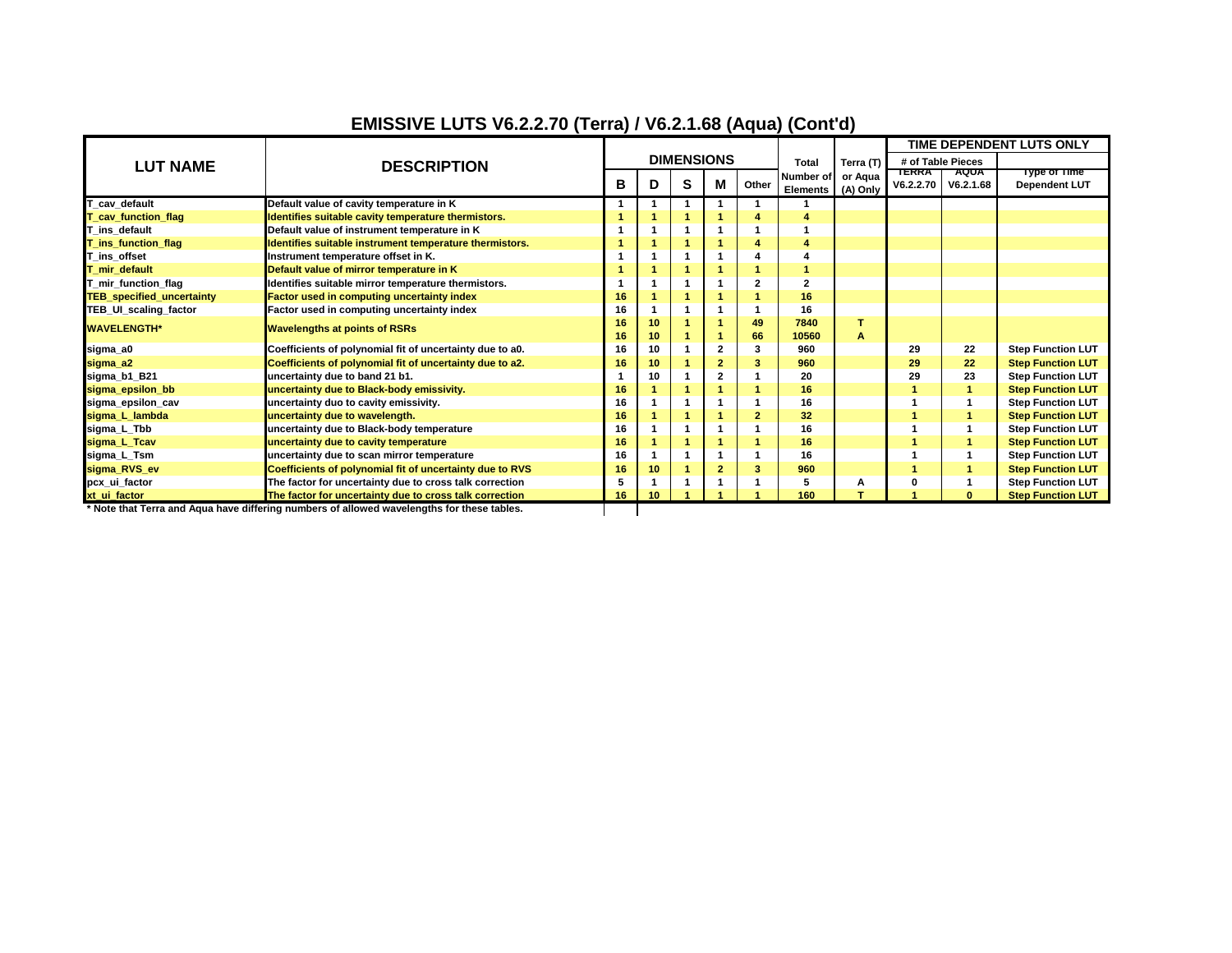## EMISSIVE LUTS V6.2.2.70 (Terra) / V6.2.1.68 (Aqua) (Cont'd)

| LUT NAME | DESCRIPTION | DIMENSIONS | | | | | Total Number of Elements | Terra (T) or Aqua (A) Only | TIME DEPENDENT LUTS ONLY | | |
|---|---|---|---|---|---|---|---|---|---|---|---|
| | | | | | | | | | # of Table Pieces | | |
| | | B | D | S | M | Other | | | TERRA V6.2.2.70 | AQUA V6.2.1.68 | Type of Time Dependent LUT |
| T_cav_default | Default value of cavity temperature in K | 1 | 1 | 1 | 1 | 1 | 1 | | | | |
| T_cav_function_flag | Identifies suitable cavity temperature thermistors. | 1 | 1 | 1 | 1 | 4 | 4 | | | | |
| T_ins_default | Default value of instrument temperature in K | 1 | 1 | 1 | 1 | 1 | 1 | | | | |
| T_ins_function_flag | Identifies suitable instrument temperature thermistors. | 1 | 1 | 1 | 1 | 4 | 4 | | | | |
| T_ins_offset | Instrument temperature offset in K. | 1 | 1 | 1 | 1 | 4 | 4 | | | | |
| T_mir_default | Default value of mirror temperature in K | 1 | 1 | 1 | 1 | 1 | 1 | | | | |
| T_mir_function_flag | Identifies suitable mirror temperature thermistors. | 1 | 1 | 1 | 1 | 2 | 2 | | | | |
| TEB_specified_uncertainty | Factor used in computing uncertainty index | 16 | 1 | 1 | 1 | 1 | 16 | | | | |
| TEB_UI_scaling_factor | Factor used in computing uncertainty index | 16 | 1 | 1 | 1 | 1 | 16 | | | | |
| WAVELENGTH* | Wavelengths at points of RSRs | 16 | 10 | 1 | 1 | 49 | 7840 | T | | | |
| | | 16 | 10 | 1 | 1 | 66 | 10560 | A | | | |
| sigma_a0 | Coefficients of polynomial fit of uncertainty due to a0. | 16 | 10 | 1 | 2 | 3 | 960 | | 29 | 22 | Step Function LUT |
| sigma_a2 | Coefficients of polynomial fit of uncertainty due to a2. | 16 | 10 | 1 | 2 | 3 | 960 | | 29 | 22 | Step Function LUT |
| sigma_b1_B21 | uncertainty due to band 21 b1. | 1 | 10 | 1 | 2 | 1 | 20 | | 29 | 23 | Step Function LUT |
| sigma_epsilon_bb | uncertainty due to Black-body emissivity. | 16 | 1 | 1 | 1 | 1 | 16 | | 1 | 1 | Step Function LUT |
| sigma_epsilon_cav | uncertainty duo to cavity emissivity. | 16 | 1 | 1 | 1 | 1 | 16 | | 1 | 1 | Step Function LUT |
| sigma_L_lambda | uncertainty due to wavelength. | 16 | 1 | 1 | 1 | 2 | 32 | | 1 | 1 | Step Function LUT |
| sigma_L_Tbb | uncertainty due to Black-body temperature | 16 | 1 | 1 | 1 | 1 | 16 | | 1 | 1 | Step Function LUT |
| sigma_L_Tcav | uncertainty due to cavity temperature | 16 | 1 | 1 | 1 | 1 | 16 | | 1 | 1 | Step Function LUT |
| sigma_L_Tsm | uncertainty due to scan mirror temperature | 16 | 1 | 1 | 1 | 1 | 16 | | 1 | 1 | Step Function LUT |
| sigma_RVS_ev | Coefficients of polynomial fit of uncertainty due to RVS | 16 | 10 | 1 | 2 | 3 | 960 | | 1 | 1 | Step Function LUT |
| pcx_ui_factor | The factor for uncertainty due to cross talk correction | 5 | 1 | 1 | 1 | 1 | 5 | A | 0 | 1 | Step Function LUT |
| xt_ui_factor | The factor for uncertainty due to cross talk correction | 16 | 10 | 1 | 1 | 1 | 160 | T | 1 | 0 | Step Function LUT |

* Note that Terra and Aqua have differing numbers of allowed wavelengths for these tables.